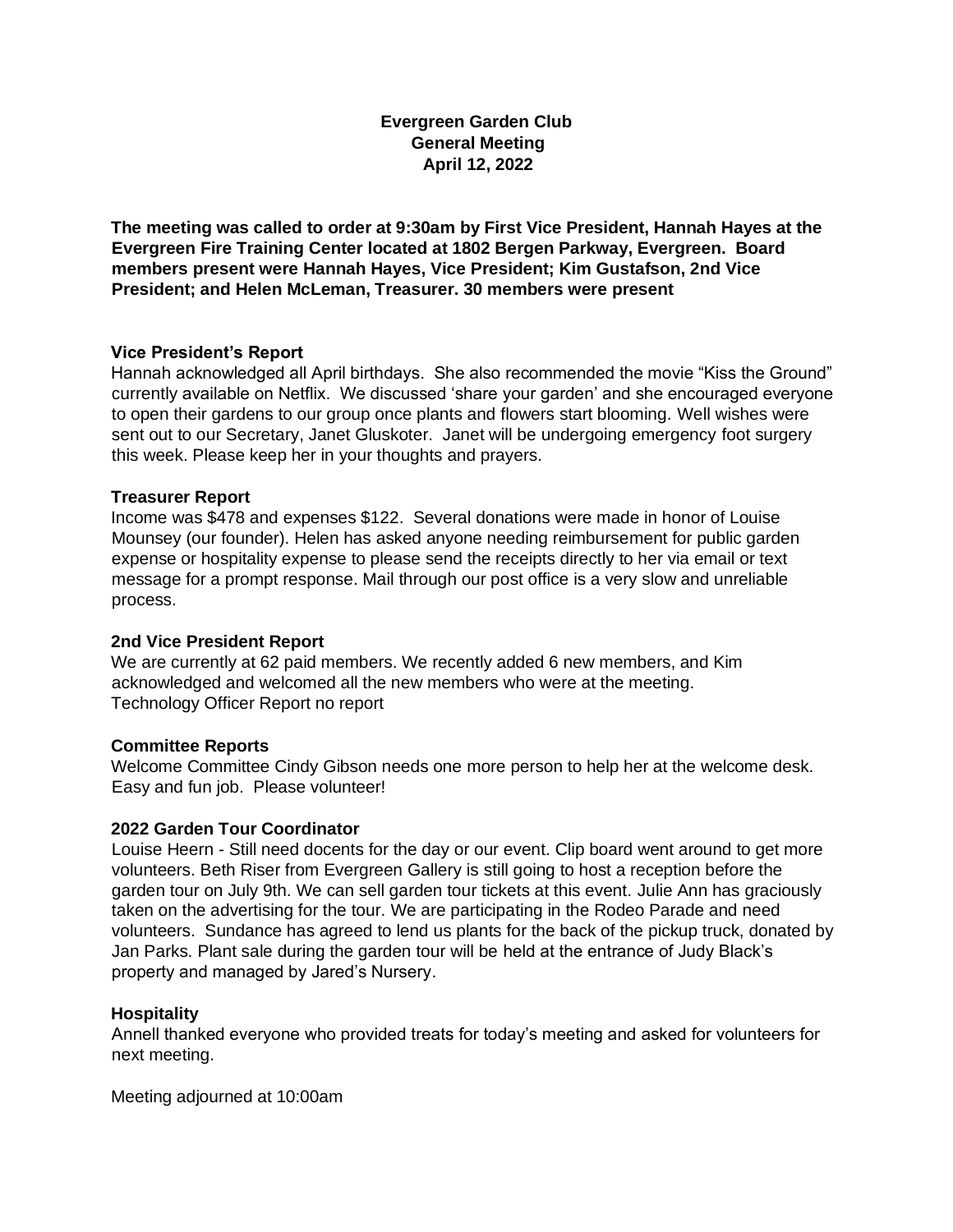**Evergreen Garden Club**
**General Meeting**
**April 12, 2022**

**The meeting was called to order at 9:30am by First Vice President, Hannah Hayes at the Evergreen Fire Training Center located at 1802 Bergen Parkway, Evergreen. Board members present were Hannah Hayes, Vice President; Kim Gustafson, 2nd Vice President; and Helen McLeman, Treasurer. 30 members were present**

### Vice President's Report

Hannah acknowledged all April birthdays. She also recommended the movie "Kiss the Ground" currently available on Netflix. We discussed 'share your garden' and she encouraged everyone to open their gardens to our group once plants and flowers start blooming. Well wishes were sent out to our Secretary, Janet Gluskoter. Janet will be undergoing emergency foot surgery this week. Please keep her in your thoughts and prayers.

### Treasurer Report

Income was $478 and expenses $122. Several donations were made in honor of Louise Mounsey (our founder). Helen has asked anyone needing reimbursement for public garden expense or hospitality expense to please send the receipts directly to her via email or text message for a prompt response. Mail through our post office is a very slow and unreliable process.

### 2nd Vice President Report

We are currently at 62 paid members. We recently added 6 new members, and Kim acknowledged and welcomed all the new members who were at the meeting.
Technology Officer Report no report

### Committee Reports

Welcome Committee Cindy Gibson needs one more person to help her at the welcome desk. Easy and fun job. Please volunteer!

### 2022 Garden Tour Coordinator

Louise Heern - Still need docents for the day or our event. Clip board went around to get more volunteers. Beth Riser from Evergreen Gallery is still going to host a reception before the garden tour on July 9th. We can sell garden tour tickets at this event. Julie Ann has graciously taken on the advertising for the tour. We are participating in the Rodeo Parade and need volunteers. Sundance has agreed to lend us plants for the back of the pickup truck, donated by Jan Parks. Plant sale during the garden tour will be held at the entrance of Judy Black's property and managed by Jared's Nursery.

### Hospitality

Annell thanked everyone who provided treats for today's meeting and asked for volunteers for next meeting.

Meeting adjourned at 10:00am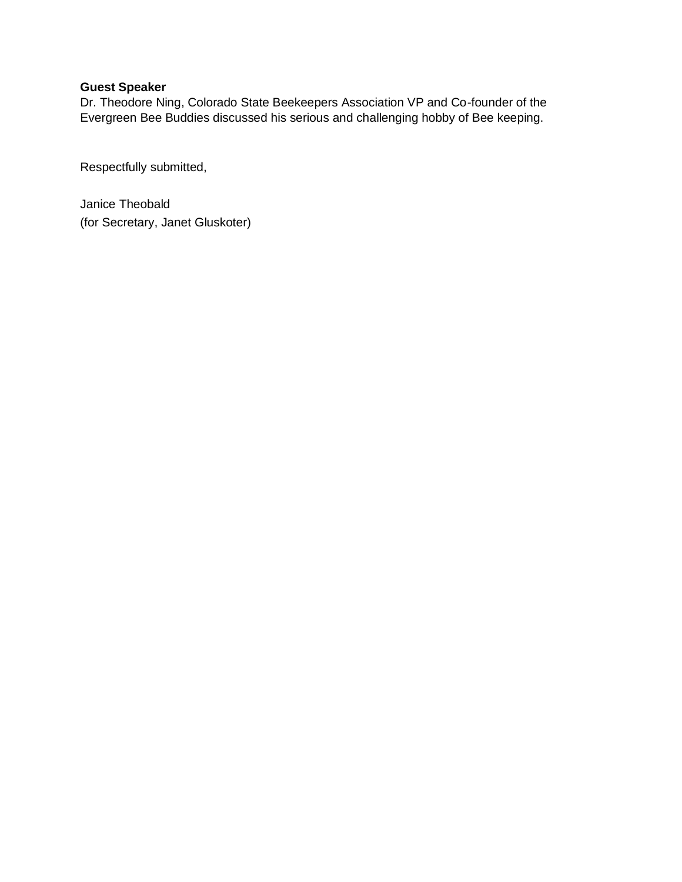**Guest Speaker**
Dr. Theodore Ning, Colorado State Beekeepers Association VP and Co-founder of the Evergreen Bee Buddies discussed his serious and challenging hobby of Bee keeping.

Respectfully submitted,

Janice Theobald
(for Secretary, Janet Gluskoter)